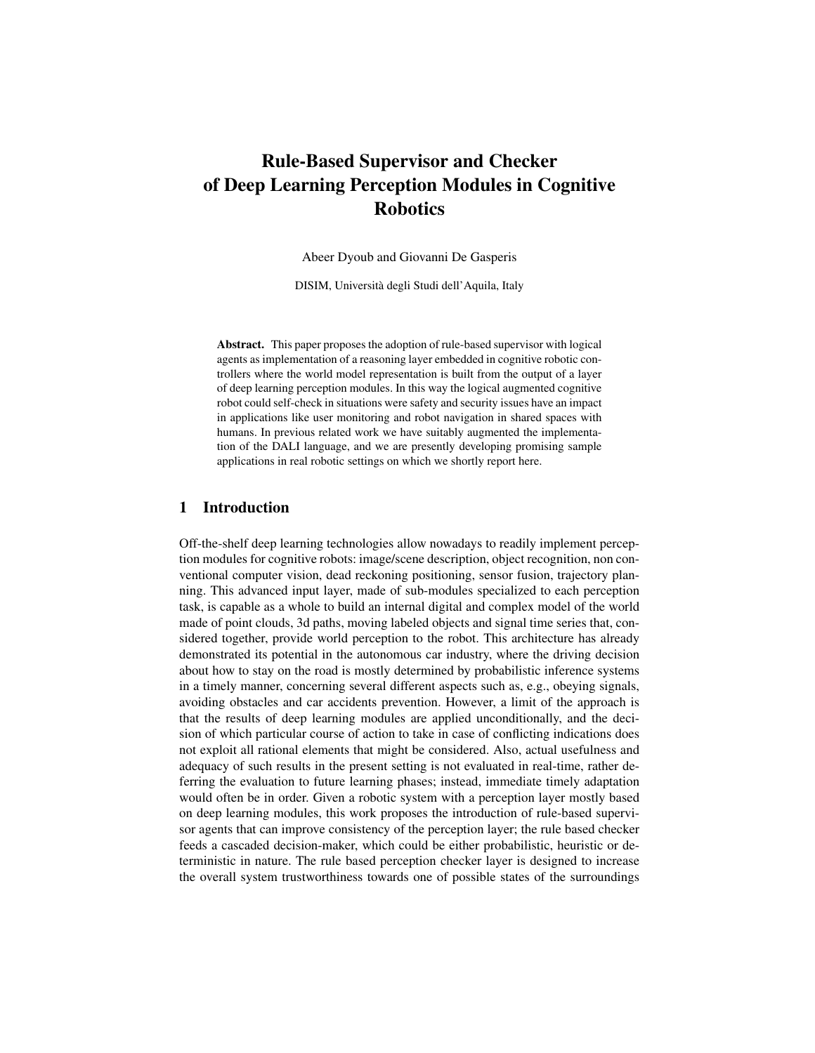# Rule-Based Supervisor and Checker of Deep Learning Perception Modules in Cognitive Robotics

Abeer Dyoub and Giovanni De Gasperis

DISIM, Università degli Studi dell'Aquila, Italy

**Abstract.** This paper proposes the adoption of rule-based supervisor with logical agents as implementation of a reasoning layer embedded in cognitive robotic controllers where the world model representation is built from the output of a layer of deep learning perception modules. In this way the logical augmented cognitive robot could self-check in situations were safety and security issues have an impact in applications like user monitoring and robot navigation in shared spaces with humans. In previous related work we have suitably augmented the implementation of the DALI language, and we are presently developing promising sample applications in real robotic settings on which we shortly report here.

## 1 Introduction

Off-the-shelf deep learning technologies allow nowadays to readily implement perception modules for cognitive robots: image/scene description, object recognition, non conventional computer vision, dead reckoning positioning, sensor fusion, trajectory planning. This advanced input layer, made of sub-modules specialized to each perception task, is capable as a whole to build an internal digital and complex model of the world made of point clouds, 3d paths, moving labeled objects and signal time series that, considered together, provide world perception to the robot. This architecture has already demonstrated its potential in the autonomous car industry, where the driving decision about how to stay on the road is mostly determined by probabilistic inference systems in a timely manner, concerning several different aspects such as, e.g., obeying signals, avoiding obstacles and car accidents prevention. However, a limit of the approach is that the results of deep learning modules are applied unconditionally, and the decision of which particular course of action to take in case of conflicting indications does not exploit all rational elements that might be considered. Also, actual usefulness and adequacy of such results in the present setting is not evaluated in real-time, rather deferring the evaluation to future learning phases; instead, immediate timely adaptation would often be in order. Given a robotic system with a perception layer mostly based on deep learning modules, this work proposes the introduction of rule-based supervisor agents that can improve consistency of the perception layer; the rule based checker feeds a cascaded decision-maker, which could be either probabilistic, heuristic or deterministic in nature. The rule based perception checker layer is designed to increase the overall system trustworthiness towards one of possible states of the surroundings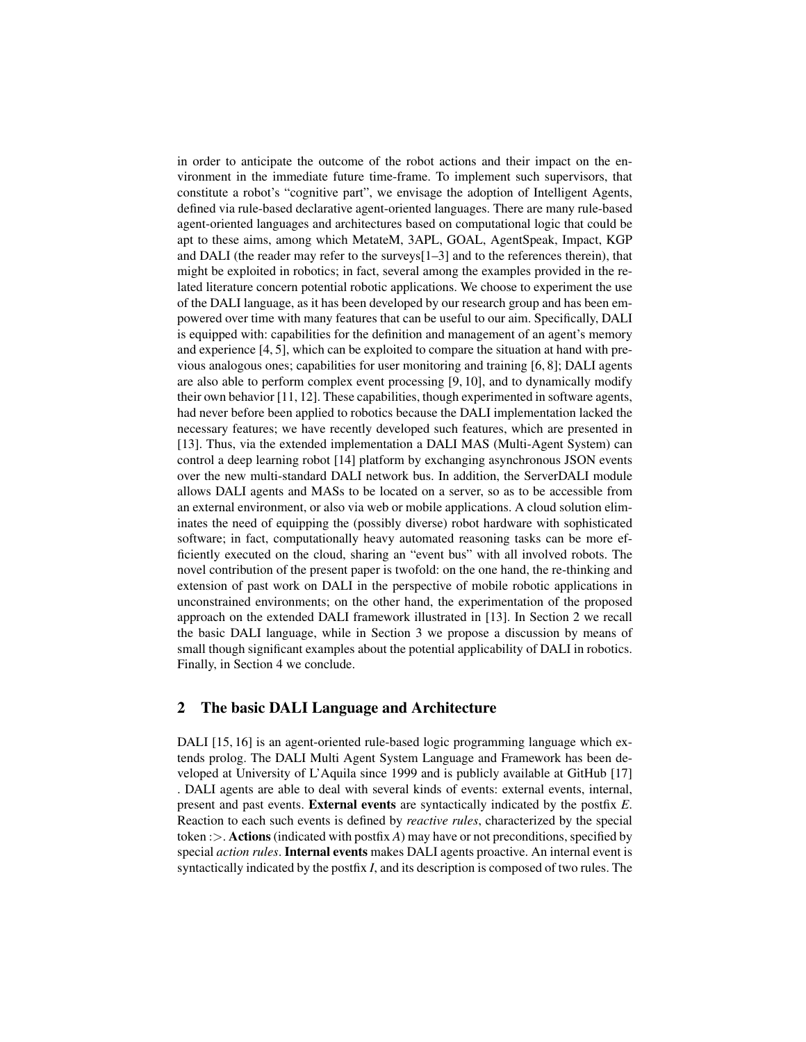in order to anticipate the outcome of the robot actions and their impact on the environment in the immediate future time-frame. To implement such supervisors, that constitute a robot's "cognitive part", we envisage the adoption of Intelligent Agents, defined via rule-based declarative agent-oriented languages. There are many rule-based agent-oriented languages and architectures based on computational logic that could be apt to these aims, among which MetateM, 3APL, GOAL, AgentSpeak, Impact, KGP and DALI (the reader may refer to the surveys[1–3] and to the references therein), that might be exploited in robotics; in fact, several among the examples provided in the related literature concern potential robotic applications. We choose to experiment the use of the DALI language, as it has been developed by our research group and has been empowered over time with many features that can be useful to our aim. Specifically, DALI is equipped with: capabilities for the definition and management of an agent's memory and experience [4, 5], which can be exploited to compare the situation at hand with previous analogous ones; capabilities for user monitoring and training [6, 8]; DALI agents are also able to perform complex event processing [9, 10], and to dynamically modify their own behavior [11, 12]. These capabilities, though experimented in software agents, had never before been applied to robotics because the DALI implementation lacked the necessary features; we have recently developed such features, which are presented in [13]. Thus, via the extended implementation a DALI MAS (Multi-Agent System) can control a deep learning robot [14] platform by exchanging asynchronous JSON events over the new multi-standard DALI network bus. In addition, the ServerDALI module allows DALI agents and MASs to be located on a server, so as to be accessible from an external environment, or also via web or mobile applications. A cloud solution eliminates the need of equipping the (possibly diverse) robot hardware with sophisticated software; in fact, computationally heavy automated reasoning tasks can be more efficiently executed on the cloud, sharing an "event bus" with all involved robots. The novel contribution of the present paper is twofold: on the one hand, the re-thinking and extension of past work on DALI in the perspective of mobile robotic applications in unconstrained environments; on the other hand, the experimentation of the proposed approach on the extended DALI framework illustrated in [13]. In Section 2 we recall the basic DALI language, while in Section 3 we propose a discussion by means of small though significant examples about the potential applicability of DALI in robotics. Finally, in Section 4 we conclude.

## 2 The basic DALI Language and Architecture

DALI [15, 16] is an agent-oriented rule-based logic programming language which extends prolog. The DALI Multi Agent System Language and Framework has been developed at University of L'Aquila since 1999 and is publicly available at GitHub [17] . DALI agents are able to deal with several kinds of events: external events, internal, present and past events. **External events** are syntactically indicated by the postfix *E*. Reaction to each such events is defined by *reactive rules*, characterized by the special token :>. **Actions** (indicated with postfix *A*) may have or not preconditions, specified by special *action rules*. **Internal events** makes DALI agents proactive. An internal event is syntactically indicated by the postfix *I*, and its description is composed of two rules. The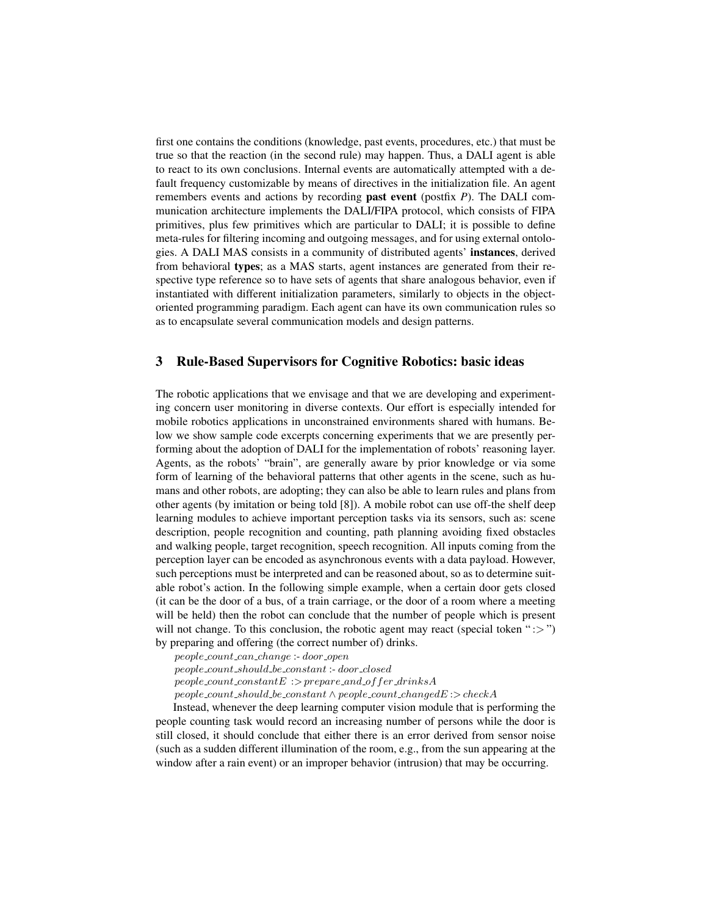first one contains the conditions (knowledge, past events, procedures, etc.) that must be true so that the reaction (in the second rule) may happen. Thus, a DALI agent is able to react to its own conclusions. Internal events are automatically attempted with a default frequency customizable by means of directives in the initialization file. An agent remembers events and actions by recording **past event** (postfix *P*). The DALI communication architecture implements the DALI/FIPA protocol, which consists of FIPA primitives, plus few primitives which are particular to DALI; it is possible to define meta-rules for filtering incoming and outgoing messages, and for using external ontologies. A DALI MAS consists in a community of distributed agents' **instances**, derived from behavioral **types**; as a MAS starts, agent instances are generated from their respective type reference so to have sets of agents that share analogous behavior, even if instantiated with different initialization parameters, similarly to objects in the object-oriented programming paradigm. Each agent can have its own communication rules so as to encapsulate several communication models and design patterns.

## 3 Rule-Based Supervisors for Cognitive Robotics: basic ideas

The robotic applications that we envisage and that we are developing and experimenting concern user monitoring in diverse contexts. Our effort is especially intended for mobile robotics applications in unconstrained environments shared with humans. Below we show sample code excerpts concerning experiments that we are presently performing about the adoption of DALI for the implementation of robots' reasoning layer. Agents, as the robots' "brain", are generally aware by prior knowledge or via some form of learning of the behavioral patterns that other agents in the scene, such as humans and other robots, are adopting; they can also be able to learn rules and plans from other agents (by imitation or being told [8]). A mobile robot can use off-the shelf deep learning modules to achieve important perception tasks via its sensors, such as: scene description, people recognition and counting, path planning avoiding fixed obstacles and walking people, target recognition, speech recognition. All inputs coming from the perception layer can be encoded as asynchronous events with a data payload. However, such perceptions must be interpreted and can be reasoned about, so as to determine suitable robot's action. In the following simple example, when a certain door gets closed (it can be the door of a bus, of a train carriage, or the door of a room where a meeting will be held) then the robot can conclude that the number of people which is present will not change. To this conclusion, the robotic agent may react (special token ":>") by preparing and offering (the correct number of) drinks.

$people\_count\_can\_change$ :- $door\_open$
$people\_count\_should\_be\_constant$ :- $door\_closed$
$people\_count\_constantE$ :> $prepare\_and\_offer\_drinksA$
$people\_count\_should\_be\_constant \land people\_count\_changedE$ :> $checkA$

Instead, whenever the deep learning computer vision module that is performing the people counting task would record an increasing number of persons while the door is still closed, it should conclude that either there is an error derived from sensor noise (such as a sudden different illumination of the room, e.g., from the sun appearing at the window after a rain event) or an improper behavior (intrusion) that may be occurring.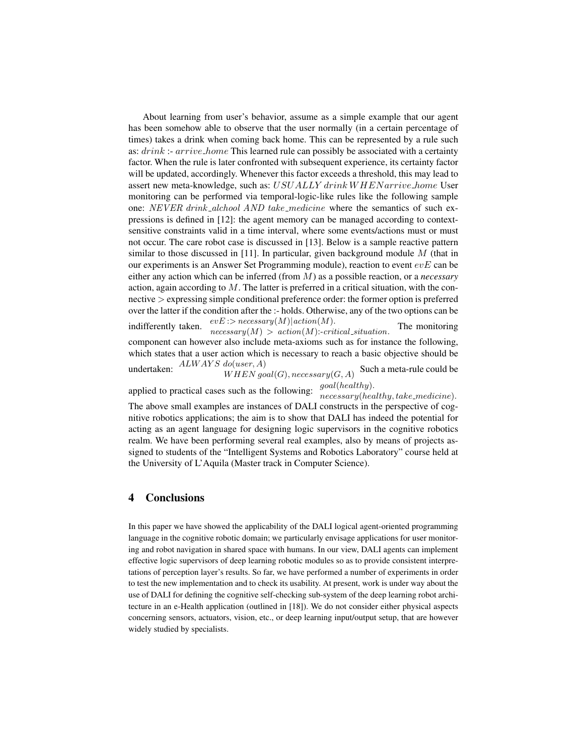About learning from user's behavior, assume as a simple example that our agent has been somehow able to observe that the user normally (in a certain percentage of times) takes a drink when coming back home. This can be represented by a rule such as: $drink$ :- $arrive\_home$ This learned rule can possibly be associated with a certainty factor. When the rule is later confronted with subsequent experience, its certainty factor will be updated, accordingly. Whenever this factor exceeds a threshold, this may lead to assert new meta-knowledge, such as: $USUALLY\ drink\ WHEN arrive\_home$ User monitoring can be performed via temporal-logic-like rules like the following sample one: $NEVER\ drink\_alchool\ AND\ take\_medicine$ where the semantics of such expressions is defined in [12]: the agent memory can be managed according to context-sensitive constraints valid in a time interval, where some events/actions must or must not occur. The care robot case is discussed in [13]. Below is a sample reactive pattern similar to those discussed in [11]. In particular, given background module $M$ (that in our experiments is an Answer Set Programming module), reaction to event $evE$ can be either any action which can be inferred (from $M$) as a possible reaction, or a *necessary* action, again according to $M$. The latter is preferred in a critical situation, with the connective $>$ expressing simple conditional preference order: the former option is preferred over the latter if the condition after the :- holds. Otherwise, any of the two options can be indifferently taken.

$$evE :> necessary(M)|action(M).$$
$$necessary(M) > action(M) \text{:-} critical\_situation.$$

The monitoring component can however also include meta-axioms such as for instance the following, which states that a user action which is necessary to reach a basic objective should be undertaken:

$$ALWAYS\ do(user, A)$$
$$WHEN\ goal(G), necessary(G, A)$$

Such a meta-rule could be applied to practical cases such as the following:

$$goal(healthy).$$
$$necessary(healthy, take\_medicine).$$

The above small examples are instances of DALI constructs in the perspective of cognitive robotics applications; the aim is to show that DALI has indeed the potential for acting as an agent language for designing logic supervisors in the cognitive robotics realm. We have been performing several real examples, also by means of projects assigned to students of the "Intelligent Systems and Robotics Laboratory" course held at the University of L'Aquila (Master track in Computer Science).

## 4 Conclusions

In this paper we have showed the applicability of the DALI logical agent-oriented programming language in the cognitive robotic domain; we particularly envisage applications for user monitoring and robot navigation in shared space with humans. In our view, DALI agents can implement effective logic supervisors of deep learning robotic modules so as to provide consistent interpretations of perception layer's results. So far, we have performed a number of experiments in order to test the new implementation and to check its usability. At present, work is under way about the use of DALI for defining the cognitive self-checking sub-system of the deep learning robot architecture in an e-Health application (outlined in [18]). We do not consider either physical aspects concerning sensors, actuators, vision, etc., or deep learning input/output setup, that are however widely studied by specialists.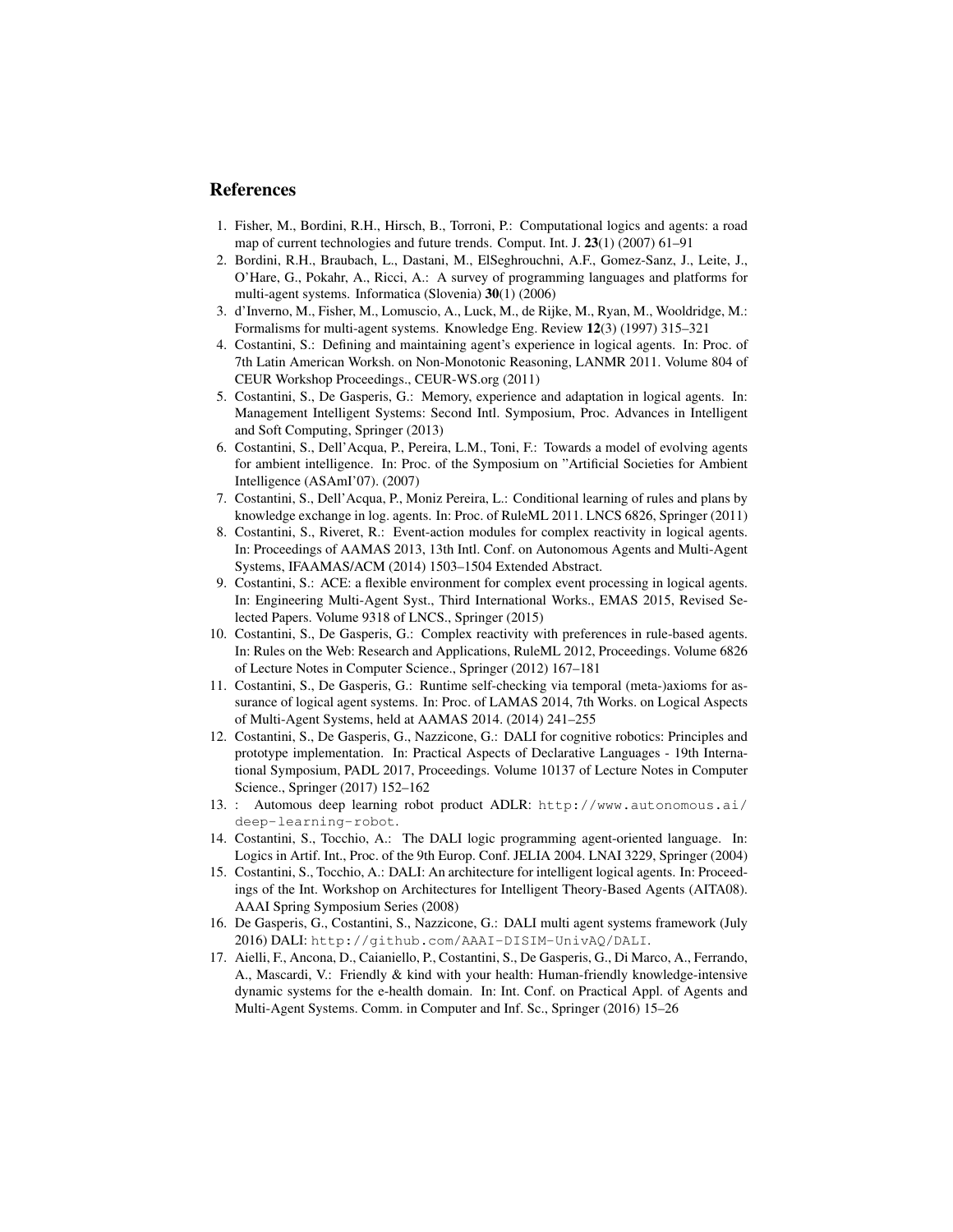## References

1. Fisher, M., Bordini, R.H., Hirsch, B., Torroni, P.: Computational logics and agents: a road map of current technologies and future trends. Comput. Int. J. **23**(1) (2007) 61–91
2. Bordini, R.H., Braubach, L., Dastani, M., ElSeghrouchni, A.F., Gomez-Sanz, J., Leite, J., O'Hare, G., Pokahr, A., Ricci, A.: A survey of programming languages and platforms for multi-agent systems. Informatica (Slovenia) **30**(1) (2006)
3. d'Inverno, M., Fisher, M., Lomuscio, A., Luck, M., de Rijke, M., Ryan, M., Wooldridge, M.: Formalisms for multi-agent systems. Knowledge Eng. Review **12**(3) (1997) 315–321
4. Costantini, S.: Defining and maintaining agent's experience in logical agents. In: Proc. of 7th Latin American Worksh. on Non-Monotonic Reasoning, LANMR 2011. Volume 804 of CEUR Workshop Proceedings., CEUR-WS.org (2011)
5. Costantini, S., De Gasperis, G.: Memory, experience and adaptation in logical agents. In: Management Intelligent Systems: Second Intl. Symposium, Proc. Advances in Intelligent and Soft Computing, Springer (2013)
6. Costantini, S., Dell'Acqua, P., Pereira, L.M., Toni, F.: Towards a model of evolving agents for ambient intelligence. In: Proc. of the Symposium on "Artificial Societies for Ambient Intelligence (ASAmI'07). (2007)
7. Costantini, S., Dell'Acqua, P., Moniz Pereira, L.: Conditional learning of rules and plans by knowledge exchange in log. agents. In: Proc. of RuleML 2011. LNCS 6826, Springer (2011)
8. Costantini, S., Riveret, R.: Event-action modules for complex reactivity in logical agents. In: Proceedings of AAMAS 2013, 13th Intl. Conf. on Autonomous Agents and Multi-Agent Systems, IFAAMAS/ACM (2014) 1503–1504 Extended Abstract.
9. Costantini, S.: ACE: a flexible environment for complex event processing in logical agents. In: Engineering Multi-Agent Syst., Third International Works., EMAS 2015, Revised Selected Papers. Volume 9318 of LNCS., Springer (2015)
10. Costantini, S., De Gasperis, G.: Complex reactivity with preferences in rule-based agents. In: Rules on the Web: Research and Applications, RuleML 2012, Proceedings. Volume 6826 of Lecture Notes in Computer Science., Springer (2012) 167–181
11. Costantini, S., De Gasperis, G.: Runtime self-checking via temporal (meta-)axioms for assurance of logical agent systems. In: Proc. of LAMAS 2014, 7th Works. on Logical Aspects of Multi-Agent Systems, held at AAMAS 2014. (2014) 241–255
12. Costantini, S., De Gasperis, G., Nazzicone, G.: DALI for cognitive robotics: Principles and prototype implementation. In: Practical Aspects of Declarative Languages - 19th International Symposium, PADL 2017, Proceedings. Volume 10137 of Lecture Notes in Computer Science., Springer (2017) 152–162
13. : Automous deep learning robot product ADLR: http://www.autonomous.ai/deep-learning-robot.
14. Costantini, S., Tocchio, A.: The DALI logic programming agent-oriented language. In: Logics in Artif. Int., Proc. of the 9th Europ. Conf. JELIA 2004. LNAI 3229, Springer (2004)
15. Costantini, S., Tocchio, A.: DALI: An architecture for intelligent logical agents. In: Proceedings of the Int. Workshop on Architectures for Intelligent Theory-Based Agents (AITA08). AAAI Spring Symposium Series (2008)
16. De Gasperis, G., Costantini, S., Nazzicone, G.: DALI multi agent systems framework (July 2016) DALI: http://github.com/AAAI-DISIM-UnivAQ/DALI.
17. Aielli, F., Ancona, D., Caianiello, P., Costantini, S., De Gasperis, G., Di Marco, A., Ferrando, A., Mascardi, V.: Friendly & kind with your health: Human-friendly knowledge-intensive dynamic systems for the e-health domain. In: Int. Conf. on Practical Appl. of Agents and Multi-Agent Systems. Comm. in Computer and Inf. Sc., Springer (2016) 15–26